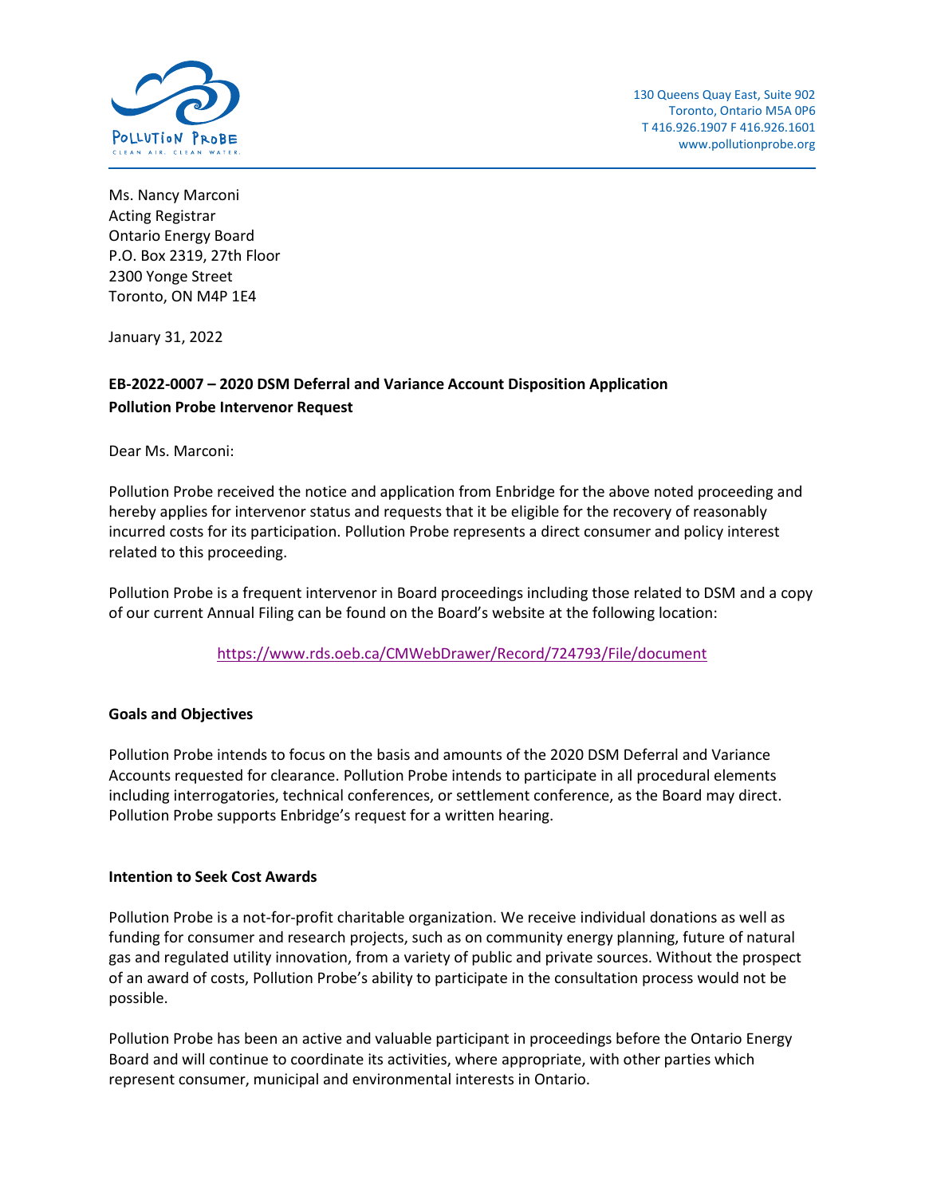130 Queens Quay East, Suite 902
Toronto, Ontario M5A 0P6
T 416.926.1907 F 416.926.1601
www.pollutionprobe.org

Ms. Nancy Marconi
Acting Registrar
Ontario Energy Board
P.O. Box 2319, 27th Floor
2300 Yonge Street
Toronto, ON M4P 1E4

January 31, 2022

**EB-2022-0007 – 2020 DSM Deferral and Variance Account Disposition Application**
**Pollution Probe Intervenor Request**

Dear Ms. Marconi:

Pollution Probe received the notice and application from Enbridge for the above noted proceeding and hereby applies for intervenor status and requests that it be eligible for the recovery of reasonably incurred costs for its participation. Pollution Probe represents a direct consumer and policy interest related to this proceeding.

Pollution Probe is a frequent intervenor in Board proceedings including those related to DSM and a copy of our current Annual Filing can be found on the Board's website at the following location:

https://www.rds.oeb.ca/CMWebDrawer/Record/724793/File/document

**Goals and Objectives**

Pollution Probe intends to focus on the basis and amounts of the 2020 DSM Deferral and Variance Accounts requested for clearance. Pollution Probe intends to participate in all procedural elements including interrogatories, technical conferences, or settlement conference, as the Board may direct. Pollution Probe supports Enbridge's request for a written hearing.

**Intention to Seek Cost Awards**

Pollution Probe is a not-for-profit charitable organization. We receive individual donations as well as funding for consumer and research projects, such as on community energy planning, future of natural gas and regulated utility innovation, from a variety of public and private sources. Without the prospect of an award of costs, Pollution Probe's ability to participate in the consultation process would not be possible.

Pollution Probe has been an active and valuable participant in proceedings before the Ontario Energy Board and will continue to coordinate its activities, where appropriate, with other parties which represent consumer, municipal and environmental interests in Ontario.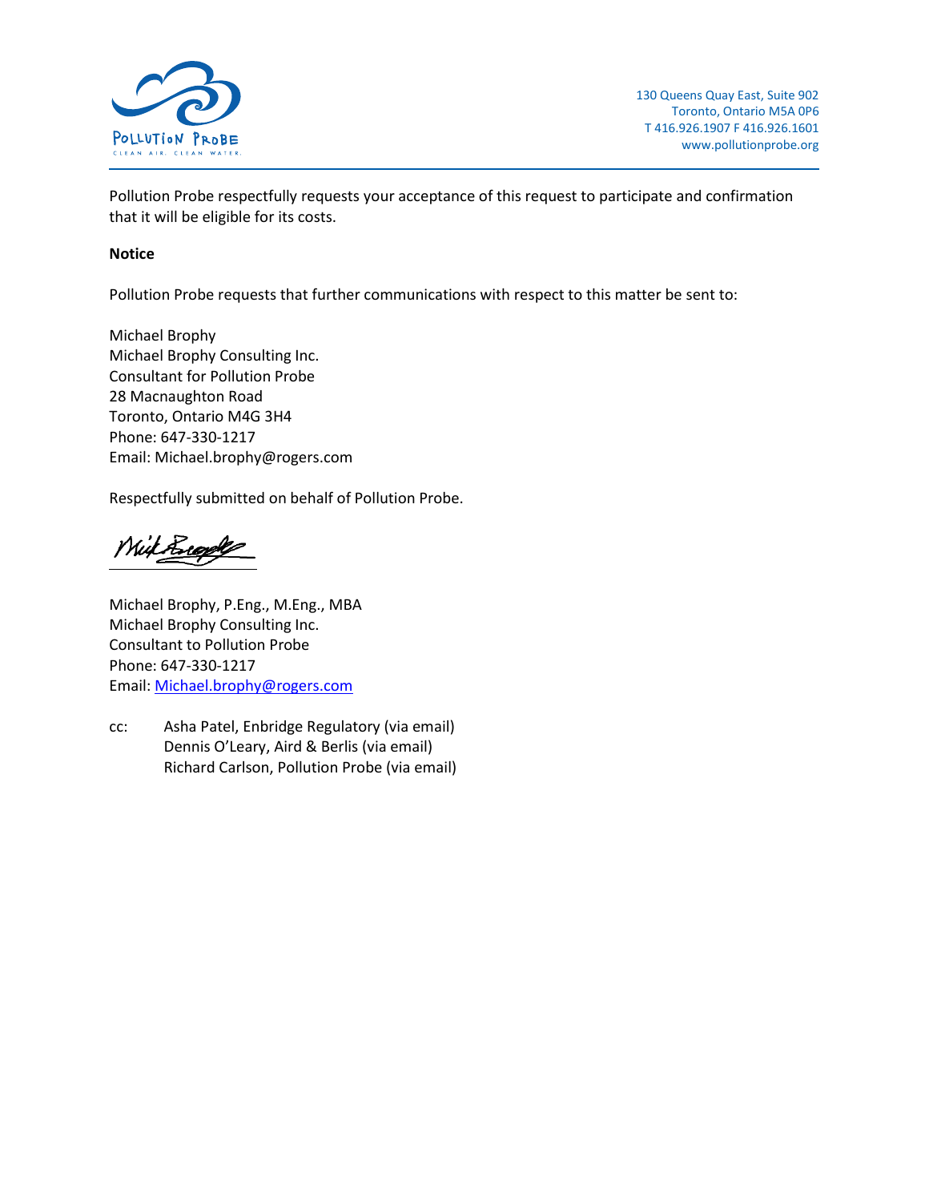130 Queens Quay East, Suite 902
Toronto, Ontario M5A 0P6
T 416.926.1907 F 416.926.1601
www.pollutionprobe.org

Pollution Probe respectfully requests your acceptance of this request to participate and confirmation that it will be eligible for its costs.

**Notice**

Pollution Probe requests that further communications with respect to this matter be sent to:

Michael Brophy
Michael Brophy Consulting Inc.
Consultant for Pollution Probe
28 Macnaughton Road
Toronto, Ontario M4G 3H4
Phone: 647-330-1217
Email: Michael.brophy@rogers.com

Respectfully submitted on behalf of Pollution Probe.

Michael Brophy, P.Eng., M.Eng., MBA
Michael Brophy Consulting Inc.
Consultant to Pollution Probe
Phone: 647-330-1217
Email: Michael.brophy@rogers.com

cc: Asha Patel, Enbridge Regulatory (via email)
Dennis O'Leary, Aird & Berlis (via email)
Richard Carlson, Pollution Probe (via email)